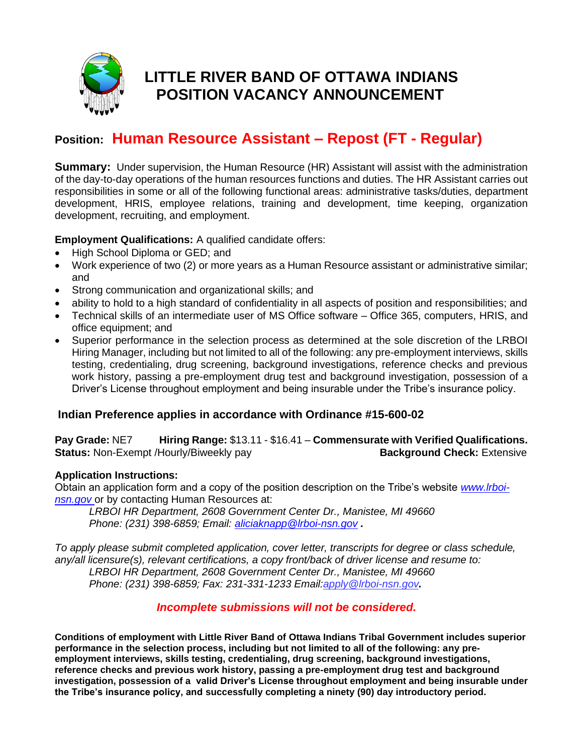# LITTLE RIVER BAND OF OTTAWA INDIANS
# POSITION VACANCY ANNOUNCEMENT

## Position: Human Resource Assistant – Repost (FT - Regular)

**Summary:** Under supervision, the Human Resource (HR) Assistant will assist with the administration of the day-to-day operations of the human resources functions and duties. The HR Assistant carries out responsibilities in some or all of the following functional areas: administrative tasks/duties, department development, HRIS, employee relations, training and development, time keeping, organization development, recruiting, and employment.

**Employment Qualifications:** A qualified candidate offers:

- High School Diploma or GED; and
- Work experience of two (2) or more years as a Human Resource assistant or administrative similar; and
- Strong communication and organizational skills; and
- ability to hold to a high standard of confidentiality in all aspects of position and responsibilities; and
- Technical skills of an intermediate user of MS Office software – Office 365, computers, HRIS, and office equipment; and
- Superior performance in the selection process as determined at the sole discretion of the LRBOI Hiring Manager, including but not limited to all of the following: any pre-employment interviews, skills testing, credentialing, drug screening, background investigations, reference checks and previous work history, passing a pre-employment drug test and background investigation, possession of a Driver's License throughout employment and being insurable under the Tribe's insurance policy.

**Indian Preference applies in accordance with Ordinance #15-600-02**

**Pay Grade:** NE7 **Hiring Range:** $13.11 - $16.41 – **Commensurate with Verified Qualifications.**
**Status:** Non-Exempt /Hourly/Biweekly pay **Background Check:** Extensive

**Application Instructions:**
Obtain an application form and a copy of the position description on the Tribe's website *www.lrboi-nsn.gov* or by contacting Human Resources at:

*LRBOI HR Department, 2608 Government Center Dr., Manistee, MI 49660*
*Phone: (231) 398-6859; Email: aliciaknapp@lrboi-nsn.gov .*

*To apply please submit completed application, cover letter, transcripts for degree or class schedule, any/all licensure(s), relevant certifications, a copy front/back of driver license and resume to:*

*LRBOI HR Department, 2608 Government Center Dr., Manistee, MI 49660*
*Phone: (231) 398-6859; Fax: 231-331-1233 Email:apply@lrboi-nsn.gov.*

***Incomplete submissions will not be considered.***

**Conditions of employment with Little River Band of Ottawa Indians Tribal Government includes superior performance in the selection process, including but not limited to all of the following: any pre-employment interviews, skills testing, credentialing, drug screening, background investigations, reference checks and previous work history, passing a pre-employment drug test and background investigation, possession of a valid Driver's License throughout employment and being insurable under the Tribe's insurance policy, and successfully completing a ninety (90) day introductory period.**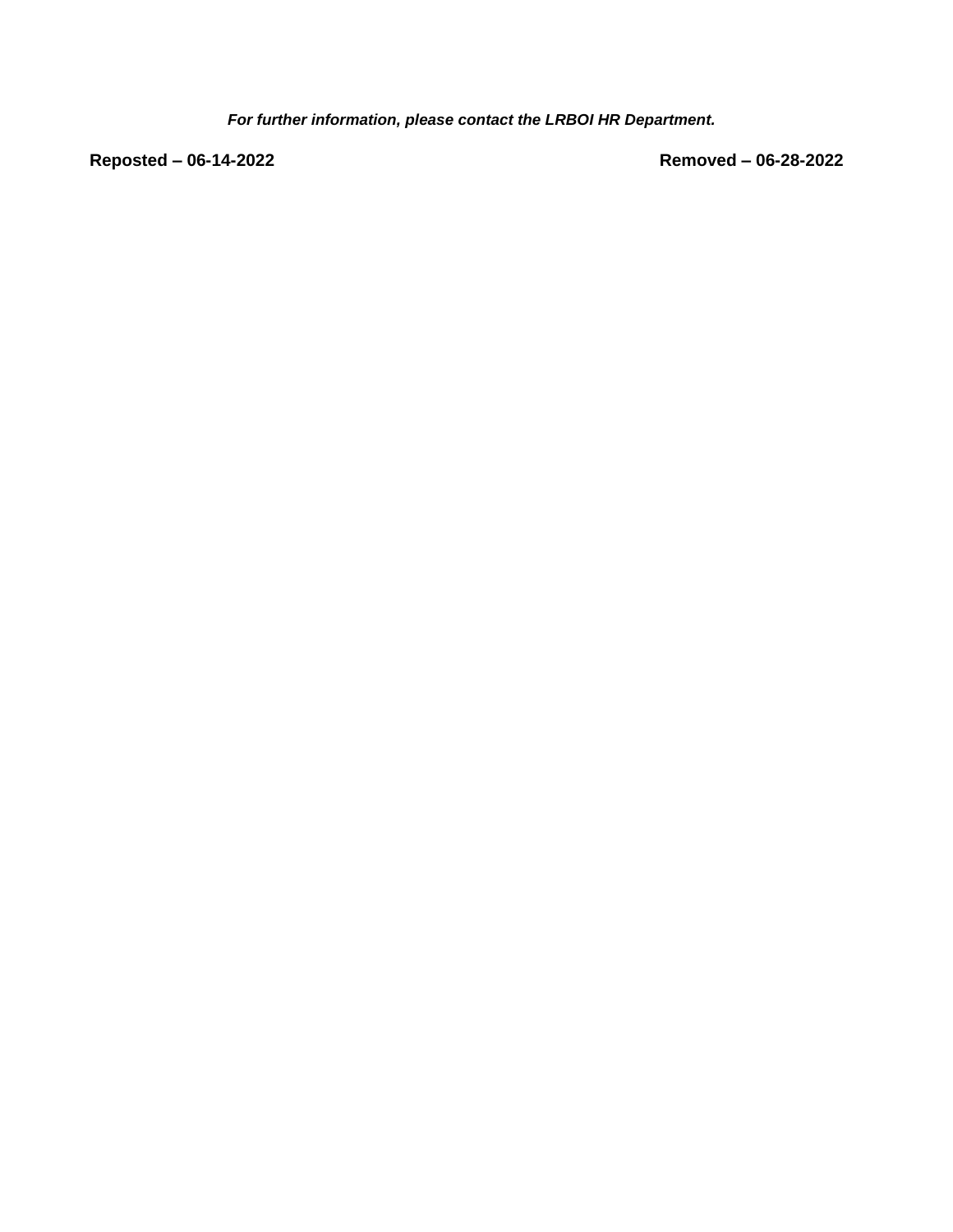***For further information, please contact the LRBOI HR Department.***

**Reposted – 06-14-2022** **Removed – 06-28-2022**